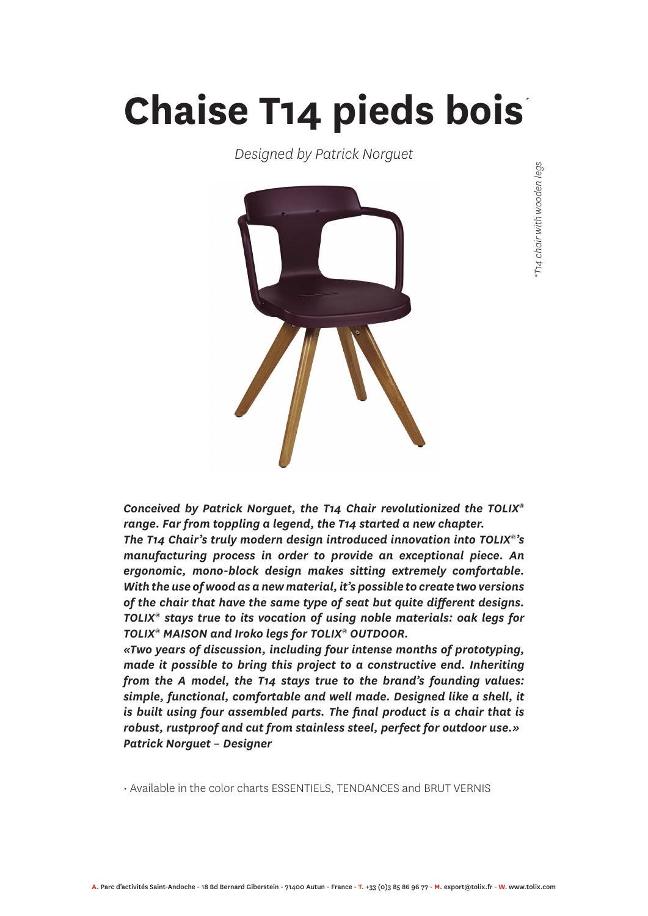# Chaise T14 pieds bois*

*Designed by Patrick Norguet*

*\*T14 chair with wooden legs*

***Conceived by Patrick Norguet, the T14 Chair revolutionized the TOLIX® range. Far from toppling a legend, the T14 started a new chapter.***
***The T14 Chair's truly modern design introduced innovation into TOLIX®'s manufacturing process in order to provide an exceptional piece. An ergonomic, mono-block design makes sitting extremely comfortable. With the use of wood as a new material, it's possible to create two versions of the chair that have the same type of seat but quite different designs. TOLIX® stays true to its vocation of using noble materials: oak legs for TOLIX® MAISON and Iroko legs for TOLIX® OUTDOOR.***
***«Two years of discussion, including four intense months of prototyping, made it possible to bring this project to a constructive end. Inheriting from the A model, the T14 stays true to the brand's founding values: simple, functional, comfortable and well made. Designed like a shell, it is built using four assembled parts. The final product is a chair that is robust, rustproof and cut from stainless steel, perfect for outdoor use.»***
***Patrick Norguet – Designer***

- Available in the color charts ESSENTIELS, TENDANCES and BRUT VERNIS

**A.** Parc d'activités Saint-Andoche - 18 Bd Bernard Giberstein - 71400 Autun - France - **T.** +33 (0)3 85 86 96 77 - **M.** export@tolix.fr - **W.** www.tolix.com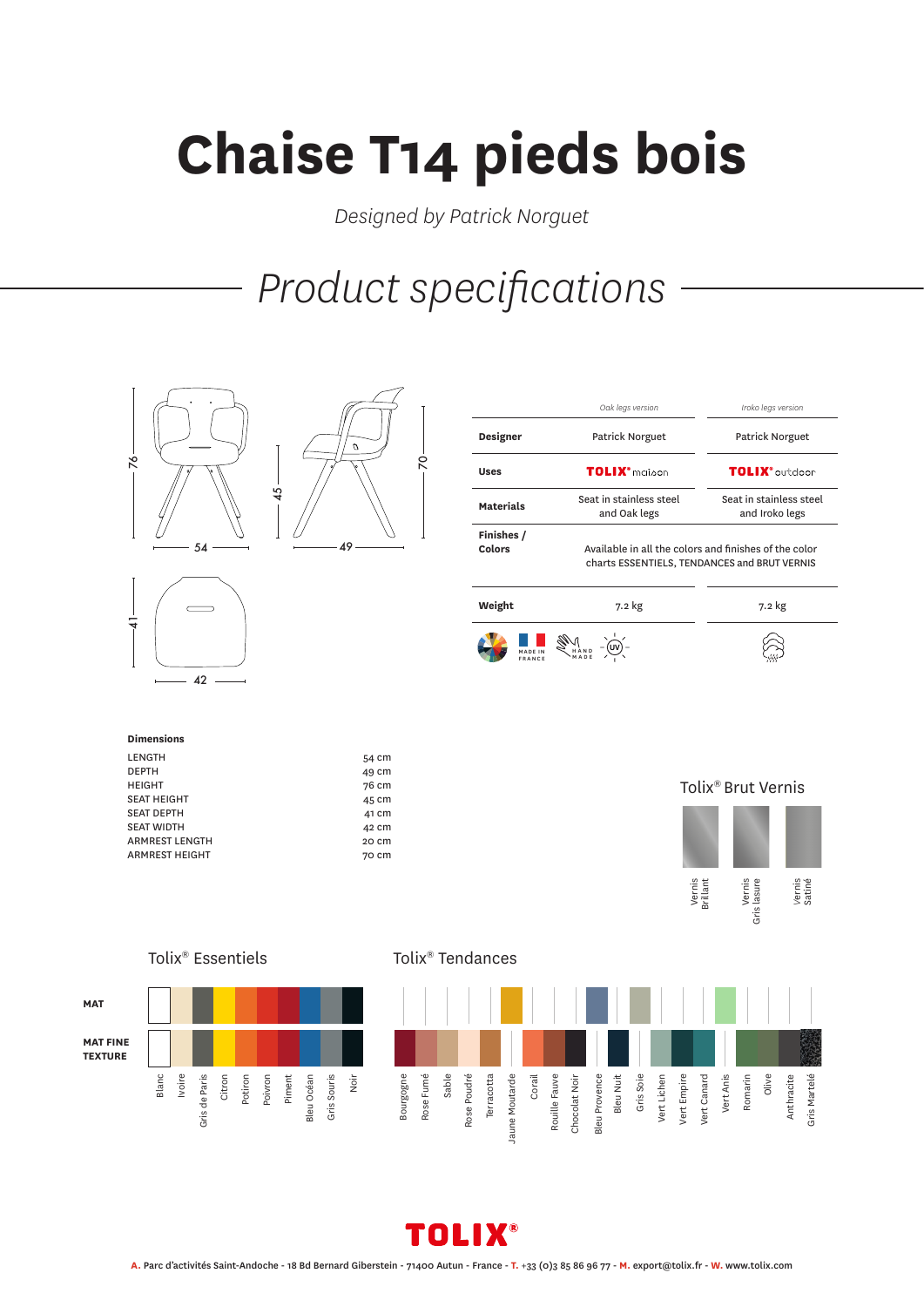# Chaise T14 pieds bois

*Designed by Patrick Norguet*

## *Product specifications*

76
54
45
49
70
41
42

| | *Oak legs version* | *Iroko legs version* |
|---|---|---|
| **Designer** | Patrick Norguet | Patrick Norguet |
| **Uses** | TOLIX® maison | TOLIX® outdoor |
| **Materials** | Seat in stainless steel and Oak legs | Seat in stainless steel and Iroko legs |
| **Finishes / Colors** | Available in all the colors and finishes of the color charts ESSENTIELS, TENDANCES and BRUT VERNIS | |
| **Weight** | 7.2 kg | 7.2 kg |

MADE IN FRANCE
HAND MADE
UV

**Dimensions**

| | |
|---|---|
| LENGTH | 54 cm |
| DEPTH | 49 cm |
| HEIGHT | 76 cm |
| SEAT HEIGHT | 45 cm |
| SEAT DEPTH | 41 cm |
| SEAT WIDTH | 42 cm |
| ARMREST LENGTH | 20 cm |
| ARMREST HEIGHT | 70 cm |

### Tolix® Brut Vernis

Vernis Brillant
Vernis Gris lasure
Vernis Satiné

### Tolix® Essentiels

MAT
MAT FINE TEXTURE

Blanc, Ivoire, Gris de Paris, Citron, Potiron, Poivron, Piment, Bleu Océan, Gris Souris, Noir

### Tolix® Tendances

Bourgogne, Rose Fumé, Sable, Rose Poudré, Terracotta, Jaune Moutarde, Corail, Rouille Fauve, Chocolat Noir, Bleu Provence, Bleu Nuit, Gris Soie, Vert Lichen, Vert Empire, Vert Canard, Vert Anis, Romarin, Olive, Anthracite, Gris Martelé

TOLIX®

**A.** Parc d'activités Saint-Andoche - 18 Bd Bernard Giberstein - 71400 Autun - France - **T.** +33 (0)3 85 86 96 77 - **M.** export@tolix.fr - **W.** www.tolix.com